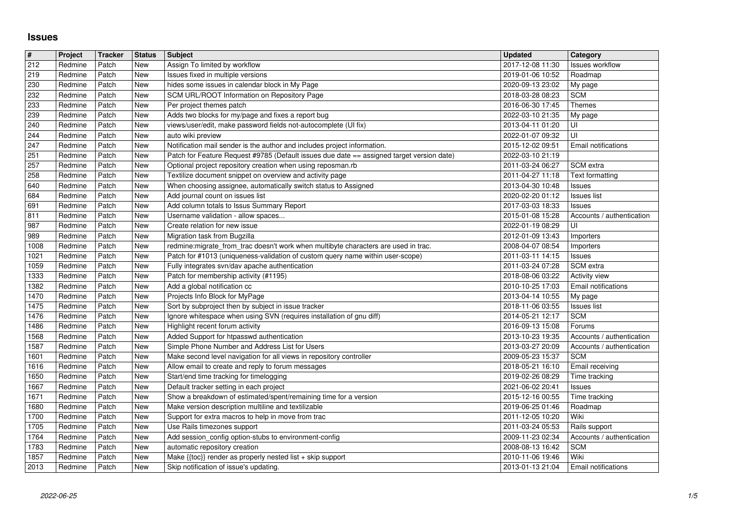# Issues

| # | Project | Tracker | Status | Subject | Updated | Category |
|---|---|---|---|---|---|---|
| 212 | Redmine | Patch | New | Assign To limited by workflow | 2017-12-08 11:30 | Issues workflow |
| 219 | Redmine | Patch | New | Issues fixed in multiple versions | 2019-01-06 10:52 | Roadmap |
| 230 | Redmine | Patch | New | hides some issues in calendar block in My Page | 2020-09-13 23:02 | My page |
| 232 | Redmine | Patch | New | SCM URL/ROOT Information on Repository Page | 2018-03-28 08:23 | SCM |
| 233 | Redmine | Patch | New | Per project themes patch | 2016-06-30 17:45 | Themes |
| 239 | Redmine | Patch | New | Adds two blocks for my/page and fixes a report bug | 2022-03-10 21:35 | My page |
| 240 | Redmine | Patch | New | views/user/edit, make password fields not-autocomplete (UI fix) | 2013-04-11 01:20 | UI |
| 244 | Redmine | Patch | New | auto wiki preview | 2022-01-07 09:32 | UI |
| 247 | Redmine | Patch | New | Notification mail sender is the author and includes project information. | 2015-12-02 09:51 | Email notifications |
| 251 | Redmine | Patch | New | Patch for Feature Request #9785 (Default issues due date == assigned target version date) | 2022-03-10 21:19 | |
| 257 | Redmine | Patch | New | Optional project repository creation when using reposman.rb | 2011-03-24 06:27 | SCM extra |
| 258 | Redmine | Patch | New | Textilize document snippet on overview and activity page | 2011-04-27 11:18 | Text formatting |
| 640 | Redmine | Patch | New | When choosing assignee, automatically switch status to Assigned | 2013-04-30 10:48 | Issues |
| 684 | Redmine | Patch | New | Add journal count on issues list | 2020-02-20 01:12 | Issues list |
| 691 | Redmine | Patch | New | Add column totals to Issus Summary Report | 2017-03-03 18:33 | Issues |
| 811 | Redmine | Patch | New | Username validation - allow spaces... | 2015-01-08 15:28 | Accounts / authentication |
| 987 | Redmine | Patch | New | Create relation for new issue | 2022-01-19 08:29 | UI |
| 989 | Redmine | Patch | New | Migration task from Bugzilla | 2012-01-09 13:43 | Importers |
| 1008 | Redmine | Patch | New | redmine:migrate_from_trac doesn't work when multibyte characters are used in trac. | 2008-04-07 08:54 | Importers |
| 1021 | Redmine | Patch | New | Patch for #1013 (uniqueness-validation of custom query name within user-scope) | 2011-03-11 14:15 | Issues |
| 1059 | Redmine | Patch | New | Fully integrates svn/dav apache authentication | 2011-03-24 07:28 | SCM extra |
| 1333 | Redmine | Patch | New | Patch for membership activity (#1195) | 2018-08-06 03:22 | Activity view |
| 1382 | Redmine | Patch | New | Add a global notification cc | 2010-10-25 17:03 | Email notifications |
| 1470 | Redmine | Patch | New | Projects Info Block for MyPage | 2013-04-14 10:55 | My page |
| 1475 | Redmine | Patch | New | Sort by subproject then by subject in issue tracker | 2018-11-06 03:55 | Issues list |
| 1476 | Redmine | Patch | New | Ignore whitespace when using SVN (requires installation of gnu diff) | 2014-05-21 12:17 | SCM |
| 1486 | Redmine | Patch | New | Highlight recent forum activity | 2016-09-13 15:08 | Forums |
| 1568 | Redmine | Patch | New | Added Support for htpasswd authentication | 2013-10-23 19:35 | Accounts / authentication |
| 1587 | Redmine | Patch | New | Simple Phone Number and Address List for Users | 2013-03-27 20:09 | Accounts / authentication |
| 1601 | Redmine | Patch | New | Make second level navigation for all views in repository controller | 2009-05-23 15:37 | SCM |
| 1616 | Redmine | Patch | New | Allow email to create and reply to forum messages | 2018-05-21 16:10 | Email receiving |
| 1650 | Redmine | Patch | New | Start/end time tracking for timelogging | 2019-02-26 08:29 | Time tracking |
| 1667 | Redmine | Patch | New | Default tracker setting in each project | 2021-06-02 20:41 | Issues |
| 1671 | Redmine | Patch | New | Show a breakdown of estimated/spent/remaining time for a version | 2015-12-16 00:55 | Time tracking |
| 1680 | Redmine | Patch | New | Make version description multiline and textilizable | 2019-06-25 01:46 | Roadmap |
| 1700 | Redmine | Patch | New | Support for extra macros to help in move from trac | 2011-12-05 10:20 | Wiki |
| 1705 | Redmine | Patch | New | Use Rails timezones support | 2011-03-24 05:53 | Rails support |
| 1764 | Redmine | Patch | New | Add session_config option-stubs to environment-config | 2009-11-23 02:34 | Accounts / authentication |
| 1783 | Redmine | Patch | New | automatic repository creation | 2008-08-13 16:42 | SCM |
| 1857 | Redmine | Patch | New | Make {{toc}} render as properly nested list + skip support | 2010-11-06 19:46 | Wiki |
| 2013 | Redmine | Patch | New | Skip notification of issue's updating. | 2013-01-13 21:04 | Email notifications |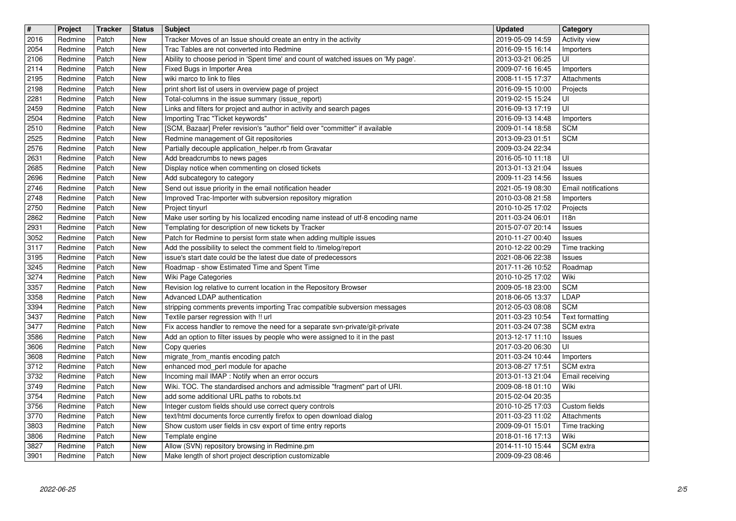| # | Project | Tracker | Status | Subject | Updated | Category |
| --- | --- | --- | --- | --- | --- | --- |
| 2016 | Redmine | Patch | New | Tracker Moves of an Issue should create an entry in the activity | 2019-05-09 14:59 | Activity view |
| 2054 | Redmine | Patch | New | Trac Tables are not converted into Redmine | 2016-09-15 16:14 | Importers |
| 2106 | Redmine | Patch | New | Ability to choose period in 'Spent time' and count of watched issues on 'My page'. | 2013-03-21 06:25 | UI |
| 2114 | Redmine | Patch | New | Fixed Bugs in Importer Area | 2009-07-16 16:45 | Importers |
| 2195 | Redmine | Patch | New | wiki marco to link to files | 2008-11-15 17:37 | Attachments |
| 2198 | Redmine | Patch | New | print short list of users in overview page of project | 2016-09-15 10:00 | Projects |
| 2281 | Redmine | Patch | New | Total-columns in the issue summary (issue_report) | 2019-02-15 15:24 | UI |
| 2459 | Redmine | Patch | New | Links and filters for project and author in activity and search pages | 2016-09-13 17:19 | UI |
| 2504 | Redmine | Patch | New | Importing Trac "Ticket keywords" | 2016-09-13 14:48 | Importers |
| 2510 | Redmine | Patch | New | [SCM, Bazaar] Prefer revision's "author" field over "committer" if available | 2009-01-14 18:58 | SCM |
| 2525 | Redmine | Patch | New | Redmine management of Git repositories | 2013-09-23 01:51 | SCM |
| 2576 | Redmine | Patch | New | Partially decouple application_helper.rb from Gravatar | 2009-03-24 22:34 | |
| 2631 | Redmine | Patch | New | Add breadcrumbs to news pages | 2016-05-10 11:18 | UI |
| 2685 | Redmine | Patch | New | Display notice when commenting on closed tickets | 2013-01-13 21:04 | Issues |
| 2696 | Redmine | Patch | New | Add subcategory to category | 2009-11-23 14:56 | Issues |
| 2746 | Redmine | Patch | New | Send out issue priority in the email notification header | 2021-05-19 08:30 | Email notifications |
| 2748 | Redmine | Patch | New | Improved Trac-Importer with subversion repository migration | 2010-03-08 21:58 | Importers |
| 2750 | Redmine | Patch | New | Project tinyurl | 2010-10-25 17:02 | Projects |
| 2862 | Redmine | Patch | New | Make user sorting by his localized encoding name instead of utf-8 encoding name | 2011-03-24 06:01 | I18n |
| 2931 | Redmine | Patch | New | Templating for description of new tickets by Tracker | 2015-07-07 20:14 | Issues |
| 3052 | Redmine | Patch | New | Patch for Redmine to persist form state when adding multiple issues | 2010-11-27 00:40 | Issues |
| 3117 | Redmine | Patch | New | Add the possibility to select the comment field to /timelog/report | 2010-12-22 00:29 | Time tracking |
| 3195 | Redmine | Patch | New | issue's start date could be the latest due date of predecessors | 2021-08-06 22:38 | Issues |
| 3245 | Redmine | Patch | New | Roadmap - show Estimated Time and Spent Time | 2017-11-26 10:52 | Roadmap |
| 3274 | Redmine | Patch | New | Wiki Page Categories | 2010-10-25 17:02 | Wiki |
| 3357 | Redmine | Patch | New | Revision log relative to current location in the Repository Browser | 2009-05-18 23:00 | SCM |
| 3358 | Redmine | Patch | New | Advanced LDAP authentication | 2018-06-05 13:37 | LDAP |
| 3394 | Redmine | Patch | New | stripping comments prevents importing Trac compatible subversion messages | 2012-05-03 08:08 | SCM |
| 3437 | Redmine | Patch | New | Textile parser regression with !! url | 2011-03-23 10:54 | Text formatting |
| 3477 | Redmine | Patch | New | Fix access handler to remove the need for a separate svn-private/git-private | 2011-03-24 07:38 | SCM extra |
| 3586 | Redmine | Patch | New | Add an option to filter issues by people who were assigned to it in the past | 2013-12-17 11:10 | Issues |
| 3606 | Redmine | Patch | New | Copy queries | 2017-03-20 06:30 | UI |
| 3608 | Redmine | Patch | New | migrate_from_mantis encoding patch | 2011-03-24 10:44 | Importers |
| 3712 | Redmine | Patch | New | enhanced mod_perl module for apache | 2013-08-27 17:51 | SCM extra |
| 3732 | Redmine | Patch | New | Incoming mail IMAP : Notify when an error occurs | 2013-01-13 21:04 | Email receiving |
| 3749 | Redmine | Patch | New | Wiki. TOC. The standardised anchors and admissible "fragment" part of URI. | 2009-08-18 01:10 | Wiki |
| 3754 | Redmine | Patch | New | add some additional URL paths to robots.txt | 2015-02-04 20:35 | |
| 3756 | Redmine | Patch | New | Integer custom fields should use correct query controls | 2010-10-25 17:03 | Custom fields |
| 3770 | Redmine | Patch | New | text/html documents force currently firefox to open download dialog | 2011-03-23 11:02 | Attachments |
| 3803 | Redmine | Patch | New | Show custom user fields in csv export of time entry reports | 2009-09-01 15:01 | Time tracking |
| 3806 | Redmine | Patch | New | Template engine | 2018-01-16 17:13 | Wiki |
| 3827 | Redmine | Patch | New | Allow (SVN) repository browsing in Redmine.pm | 2014-11-10 15:44 | SCM extra |
| 3901 | Redmine | Patch | New | Make length of short project description customizable | 2009-09-23 08:46 | |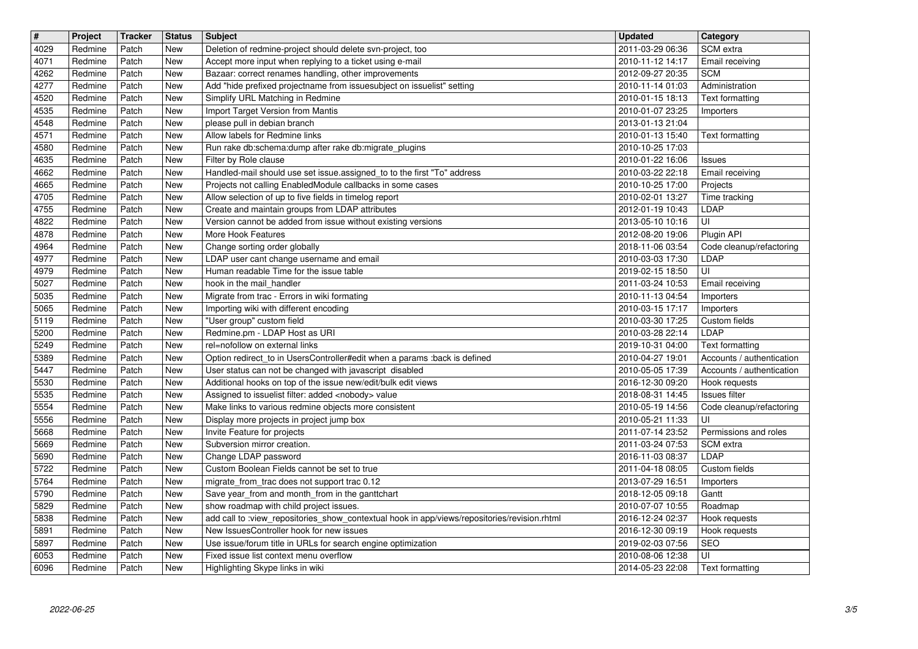| # | Project | Tracker | Status | Subject | Updated | Category |
| --- | --- | --- | --- | --- | --- | --- |
| 4029 | Redmine | Patch | New | Deletion of redmine-project should delete svn-project, too | 2011-03-29 06:36 | SCM extra |
| 4071 | Redmine | Patch | New | Accept more input when replying to a ticket using e-mail | 2010-11-12 14:17 | Email receiving |
| 4262 | Redmine | Patch | New | Bazaar: correct renames handling, other improvements | 2012-09-27 20:35 | SCM |
| 4277 | Redmine | Patch | New | Add "hide prefixed projectname from issuesubject on issuelist" setting | 2010-11-14 01:03 | Administration |
| 4520 | Redmine | Patch | New | Simplify URL Matching in Redmine | 2010-01-15 18:13 | Text formatting |
| 4535 | Redmine | Patch | New | Import Target Version from Mantis | 2010-01-07 23:25 | Importers |
| 4548 | Redmine | Patch | New | please pull in debian branch | 2013-01-13 21:04 | |
| 4571 | Redmine | Patch | New | Allow labels for Redmine links | 2010-01-13 15:40 | Text formatting |
| 4580 | Redmine | Patch | New | Run rake db:schema:dump after rake db:migrate_plugins | 2010-10-25 17:03 | |
| 4635 | Redmine | Patch | New | Filter by Role clause | 2010-01-22 16:06 | Issues |
| 4662 | Redmine | Patch | New | Handled-mail should use set issue.assigned_to to the first "To" address | 2010-03-22 22:18 | Email receiving |
| 4665 | Redmine | Patch | New | Projects not calling EnabledModule callbacks in some cases | 2010-10-25 17:00 | Projects |
| 4705 | Redmine | Patch | New | Allow selection of up to five fields in timelog report | 2010-02-01 13:27 | Time tracking |
| 4755 | Redmine | Patch | New | Create and maintain groups from LDAP attributes | 2012-01-19 10:43 | LDAP |
| 4822 | Redmine | Patch | New | Version cannot be added from issue without existing versions | 2013-05-10 10:16 | UI |
| 4878 | Redmine | Patch | New | More Hook Features | 2012-08-20 19:06 | Plugin API |
| 4964 | Redmine | Patch | New | Change sorting order globally | 2018-11-06 03:54 | Code cleanup/refactoring |
| 4977 | Redmine | Patch | New | LDAP user cant change username and email | 2010-03-03 17:30 | LDAP |
| 4979 | Redmine | Patch | New | Human readable Time for the issue table | 2019-02-15 18:50 | UI |
| 5027 | Redmine | Patch | New | hook in the mail_handler | 2011-03-24 10:53 | Email receiving |
| 5035 | Redmine | Patch | New | Migrate from trac - Errors in wiki formating | 2010-11-13 04:54 | Importers |
| 5065 | Redmine | Patch | New | Importing wiki with different encoding | 2010-03-15 17:17 | Importers |
| 5119 | Redmine | Patch | New | "User group" custom field | 2010-03-30 17:25 | Custom fields |
| 5200 | Redmine | Patch | New | Redmine.pm - LDAP Host as URI | 2010-03-28 22:14 | LDAP |
| 5249 | Redmine | Patch | New | rel=nofollow on external links | 2019-10-31 04:00 | Text formatting |
| 5389 | Redmine | Patch | New | Option redirect_to in UsersController#edit when a params :back is defined | 2010-04-27 19:01 | Accounts / authentication |
| 5447 | Redmine | Patch | New | User status can not be changed with javascript disabled | 2010-05-05 17:39 | Accounts / authentication |
| 5530 | Redmine | Patch | New | Additional hooks on top of the issue new/edit/bulk edit views | 2016-12-30 09:20 | Hook requests |
| 5535 | Redmine | Patch | New | Assigned to issuelist filter: added <nobody> value | 2018-08-31 14:45 | Issues filter |
| 5554 | Redmine | Patch | New | Make links to various redmine objects more consistent | 2010-05-19 14:56 | Code cleanup/refactoring |
| 5556 | Redmine | Patch | New | Display more projects in project jump box | 2010-05-21 11:33 | UI |
| 5668 | Redmine | Patch | New | Invite Feature for projects | 2011-07-14 23:52 | Permissions and roles |
| 5669 | Redmine | Patch | New | Subversion mirror creation. | 2011-03-24 07:53 | SCM extra |
| 5690 | Redmine | Patch | New | Change LDAP password | 2016-11-03 08:37 | LDAP |
| 5722 | Redmine | Patch | New | Custom Boolean Fields cannot be set to true | 2011-04-18 08:05 | Custom fields |
| 5764 | Redmine | Patch | New | migrate_from_trac does not support trac 0.12 | 2013-07-29 16:51 | Importers |
| 5790 | Redmine | Patch | New | Save year_from and month_from in the ganttchart | 2018-12-05 09:18 | Gantt |
| 5829 | Redmine | Patch | New | show roadmap with child project issues. | 2010-07-07 10:55 | Roadmap |
| 5838 | Redmine | Patch | New | add call to :view_repositories_show_contextual hook in app/views/repositories/revision.rhtml | 2016-12-24 02:37 | Hook requests |
| 5891 | Redmine | Patch | New | New IssuesController hook for new issues | 2016-12-30 09:19 | Hook requests |
| 5897 | Redmine | Patch | New | Use issue/forum title in URLs for search engine optimization | 2019-02-03 07:56 | SEO |
| 6053 | Redmine | Patch | New | Fixed issue list context menu overflow | 2010-08-06 12:38 | UI |
| 6096 | Redmine | Patch | New | Highlighting Skype links in wiki | 2014-05-23 22:08 | Text formatting |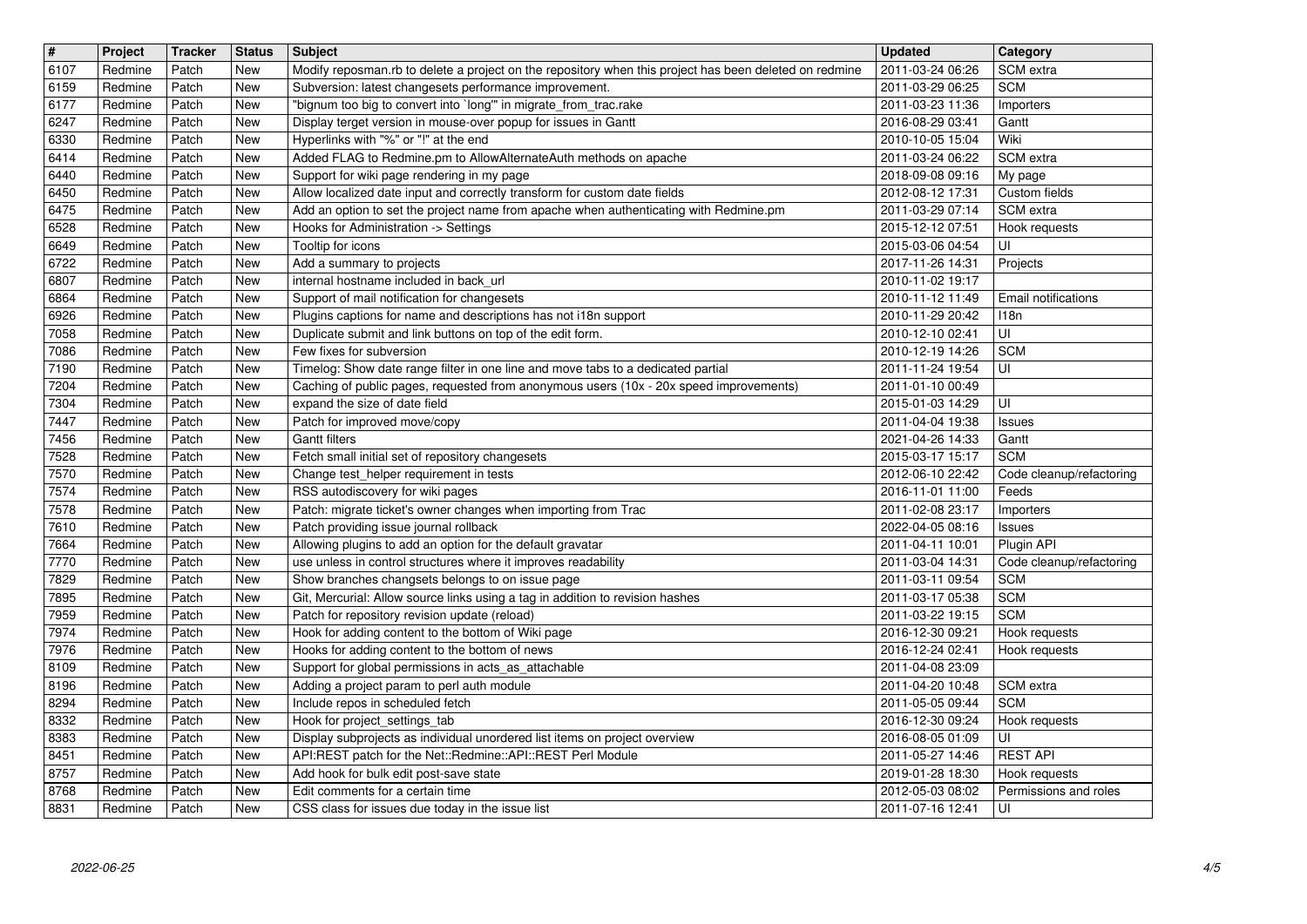| # | Project | Tracker | Status | Subject | Updated | Category |
|---|---|---|---|---|---|---|
| 6107 | Redmine | Patch | New | Modify reposman.rb to delete a project on the repository when this project has been deleted on redmine | 2011-03-24 06:26 | SCM extra |
| 6159 | Redmine | Patch | New | Subversion: latest changesets performance improvement. | 2011-03-29 06:25 | SCM |
| 6177 | Redmine | Patch | New | "bignum too big to convert into `long'" in migrate_from_trac.rake | 2011-03-23 11:36 | Importers |
| 6247 | Redmine | Patch | New | Display terget version in mouse-over popup for issues in Gantt | 2016-08-29 03:41 | Gantt |
| 6330 | Redmine | Patch | New | Hyperlinks with "%" or "!" at the end | 2010-10-05 15:04 | Wiki |
| 6414 | Redmine | Patch | New | Added FLAG to Redmine.pm to AllowAlternateAuth methods on apache | 2011-03-24 06:22 | SCM extra |
| 6440 | Redmine | Patch | New | Support for wiki page rendering in my page | 2018-09-08 09:16 | My page |
| 6450 | Redmine | Patch | New | Allow localized date input and correctly transform for custom date fields | 2012-08-12 17:31 | Custom fields |
| 6475 | Redmine | Patch | New | Add an option to set the project name from apache when authenticating with Redmine.pm | 2011-03-29 07:14 | SCM extra |
| 6528 | Redmine | Patch | New | Hooks for Administration -> Settings | 2015-12-12 07:51 | Hook requests |
| 6649 | Redmine | Patch | New | Tooltip for icons | 2015-03-06 04:54 | UI |
| 6722 | Redmine | Patch | New | Add a summary to projects | 2017-11-26 14:31 | Projects |
| 6807 | Redmine | Patch | New | internal hostname included in back_url | 2010-11-02 19:17 | |
| 6864 | Redmine | Patch | New | Support of mail notification for changesets | 2010-11-12 11:49 | Email notifications |
| 6926 | Redmine | Patch | New | Plugins captions for name and descriptions has not i18n support | 2010-11-29 20:42 | I18n |
| 7058 | Redmine | Patch | New | Duplicate submit and link buttons on top of the edit form. | 2010-12-10 02:41 | UI |
| 7086 | Redmine | Patch | New | Few fixes for subversion | 2010-12-19 14:26 | SCM |
| 7190 | Redmine | Patch | New | Timelog: Show date range filter in one line and move tabs to a dedicated partial | 2011-11-24 19:54 | UI |
| 7204 | Redmine | Patch | New | Caching of public pages, requested from anonymous users (10x - 20x speed improvements) | 2011-01-10 00:49 | |
| 7304 | Redmine | Patch | New | expand the size of date field | 2015-01-03 14:29 | UI |
| 7447 | Redmine | Patch | New | Patch for improved move/copy | 2011-04-04 19:38 | Issues |
| 7456 | Redmine | Patch | New | Gantt filters | 2021-04-26 14:33 | Gantt |
| 7528 | Redmine | Patch | New | Fetch small initial set of repository changesets | 2015-03-17 15:17 | SCM |
| 7570 | Redmine | Patch | New | Change test_helper requirement in tests | 2012-06-10 22:42 | Code cleanup/refactoring |
| 7574 | Redmine | Patch | New | RSS autodiscovery for wiki pages | 2016-11-01 11:00 | Feeds |
| 7578 | Redmine | Patch | New | Patch: migrate ticket's owner changes when importing from Trac | 2011-02-08 23:17 | Importers |
| 7610 | Redmine | Patch | New | Patch providing issue journal rollback | 2022-04-05 08:16 | Issues |
| 7664 | Redmine | Patch | New | Allowing plugins to add an option for the default gravatar | 2011-04-11 10:01 | Plugin API |
| 7770 | Redmine | Patch | New | use unless in control structures where it improves readability | 2011-03-04 14:31 | Code cleanup/refactoring |
| 7829 | Redmine | Patch | New | Show branches changsets belongs to on issue page | 2011-03-11 09:54 | SCM |
| 7895 | Redmine | Patch | New | Git, Mercurial: Allow source links using a tag in addition to revision hashes | 2011-03-17 05:38 | SCM |
| 7959 | Redmine | Patch | New | Patch for repository revision update (reload) | 2011-03-22 19:15 | SCM |
| 7974 | Redmine | Patch | New | Hook for adding content to the bottom of Wiki page | 2016-12-30 09:21 | Hook requests |
| 7976 | Redmine | Patch | New | Hooks for adding content to the bottom of news | 2016-12-24 02:41 | Hook requests |
| 8109 | Redmine | Patch | New | Support for global permissions in acts_as_attachable | 2011-04-08 23:09 | |
| 8196 | Redmine | Patch | New | Adding a project param to perl auth module | 2011-04-20 10:48 | SCM extra |
| 8294 | Redmine | Patch | New | Include repos in scheduled fetch | 2011-05-05 09:44 | SCM |
| 8332 | Redmine | Patch | New | Hook for project_settings_tab | 2016-12-30 09:24 | Hook requests |
| 8383 | Redmine | Patch | New | Display subprojects as individual unordered list items on project overview | 2016-08-05 01:09 | UI |
| 8451 | Redmine | Patch | New | API:REST patch for the Net::Redmine::API::REST Perl Module | 2011-05-27 14:46 | REST API |
| 8757 | Redmine | Patch | New | Add hook for bulk edit post-save state | 2019-01-28 18:30 | Hook requests |
| 8768 | Redmine | Patch | New | Edit comments for a certain time | 2012-05-03 08:02 | Permissions and roles |
| 8831 | Redmine | Patch | New | CSS class for issues due today in the issue list | 2011-07-16 12:41 | UI |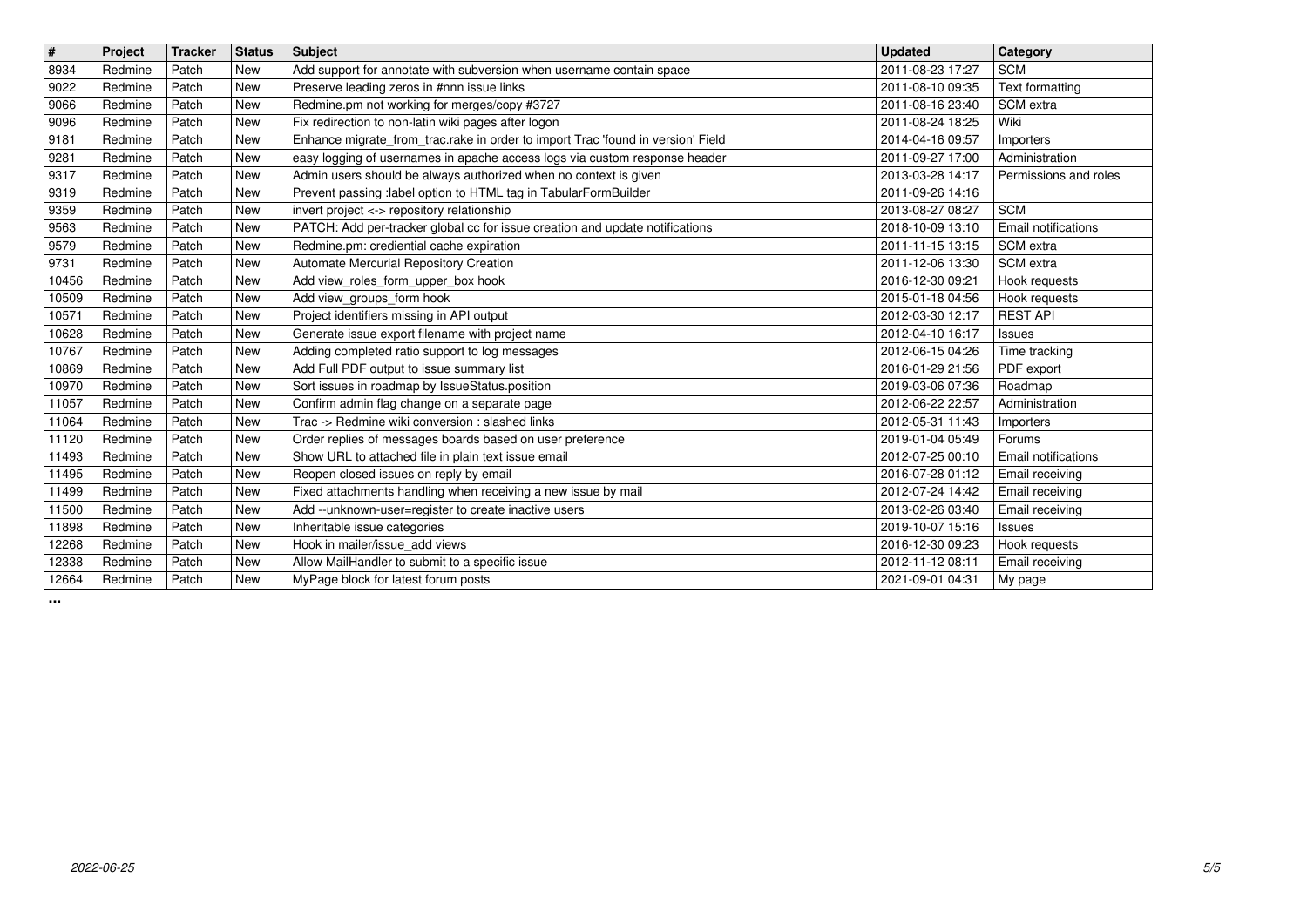| # | Project | Tracker | Status | Subject | Updated | Category |
|---|---|---|---|---|---|---|
| 8934 | Redmine | Patch | New | Add support for annotate with subversion when username contain space | 2011-08-23 17:27 | SCM |
| 9022 | Redmine | Patch | New | Preserve leading zeros in #nnn issue links | 2011-08-10 09:35 | Text formatting |
| 9066 | Redmine | Patch | New | Redmine.pm not working for merges/copy #3727 | 2011-08-16 23:40 | SCM extra |
| 9096 | Redmine | Patch | New | Fix redirection to non-latin wiki pages after logon | 2011-08-24 18:25 | Wiki |
| 9181 | Redmine | Patch | New | Enhance migrate_from_trac.rake in order to import Trac 'found in version' Field | 2014-04-16 09:57 | Importers |
| 9281 | Redmine | Patch | New | easy logging of usernames in apache access logs via custom response header | 2011-09-27 17:00 | Administration |
| 9317 | Redmine | Patch | New | Admin users should be always authorized when no context is given | 2013-03-28 14:17 | Permissions and roles |
| 9319 | Redmine | Patch | New | Prevent passing :label option to HTML tag in TabularFormBuilder | 2011-09-26 14:16 | |
| 9359 | Redmine | Patch | New | invert project <-> repository relationship | 2013-08-27 08:27 | SCM |
| 9563 | Redmine | Patch | New | PATCH: Add per-tracker global cc for issue creation and update notifications | 2018-10-09 13:10 | Email notifications |
| 9579 | Redmine | Patch | New | Redmine.pm: crediential cache expiration | 2011-11-15 13:15 | SCM extra |
| 9731 | Redmine | Patch | New | Automate Mercurial Repository Creation | 2011-12-06 13:30 | SCM extra |
| 10456 | Redmine | Patch | New | Add view_roles_form_upper_box hook | 2016-12-30 09:21 | Hook requests |
| 10509 | Redmine | Patch | New | Add view_groups_form hook | 2015-01-18 04:56 | Hook requests |
| 10571 | Redmine | Patch | New | Project identifiers missing in API output | 2012-03-30 12:17 | REST API |
| 10628 | Redmine | Patch | New | Generate issue export filename with project name | 2012-04-10 16:17 | Issues |
| 10767 | Redmine | Patch | New | Adding completed ratio support to log messages | 2012-06-15 04:26 | Time tracking |
| 10869 | Redmine | Patch | New | Add Full PDF output to issue summary list | 2016-01-29 21:56 | PDF export |
| 10970 | Redmine | Patch | New | Sort issues in roadmap by IssueStatus.position | 2019-03-06 07:36 | Roadmap |
| 11057 | Redmine | Patch | New | Confirm admin flag change on a separate page | 2012-06-22 22:57 | Administration |
| 11064 | Redmine | Patch | New | Trac -> Redmine wiki conversion : slashed links | 2012-05-31 11:43 | Importers |
| 11120 | Redmine | Patch | New | Order replies of messages boards based on user preference | 2019-01-04 05:49 | Forums |
| 11493 | Redmine | Patch | New | Show URL to attached file in plain text issue email | 2012-07-25 00:10 | Email notifications |
| 11495 | Redmine | Patch | New | Reopen closed issues on reply by email | 2016-07-28 01:12 | Email receiving |
| 11499 | Redmine | Patch | New | Fixed attachments handling when receiving a new issue by mail | 2012-07-24 14:42 | Email receiving |
| 11500 | Redmine | Patch | New | Add --unknown-user=register to create inactive users | 2013-02-26 03:40 | Email receiving |
| 11898 | Redmine | Patch | New | Inheritable issue categories | 2019-10-07 15:16 | Issues |
| 12268 | Redmine | Patch | New | Hook in mailer/issue_add views | 2016-12-30 09:23 | Hook requests |
| 12338 | Redmine | Patch | New | Allow MailHandler to submit to a specific issue | 2012-11-12 08:11 | Email receiving |
| 12664 | Redmine | Patch | New | MyPage block for latest forum posts | 2021-09-01 04:31 | My page |

...